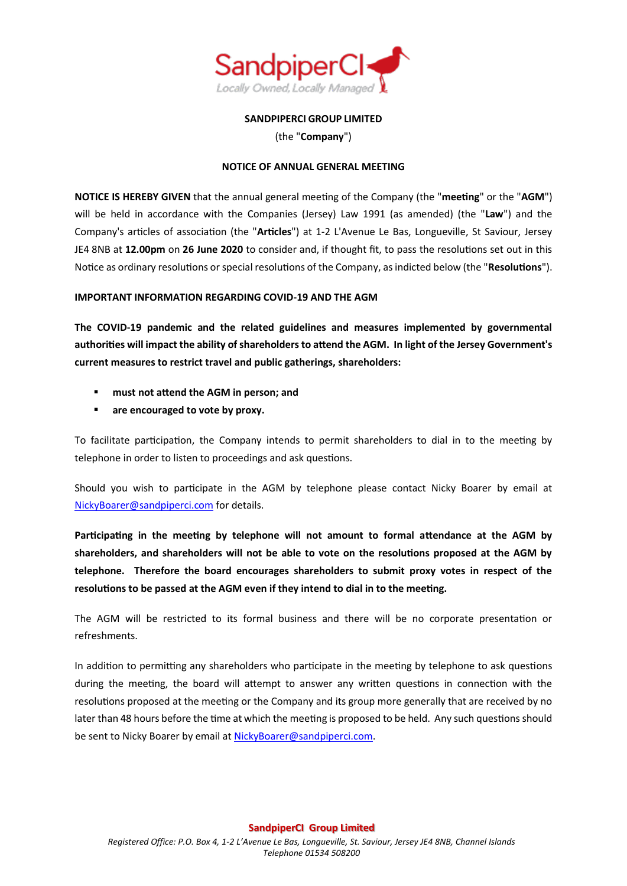**SANDPIPERCI GROUP LIMITED**

(the "**Company**")

**NOTICE OF ANNUAL GENERAL MEETING**

**NOTICE IS HEREBY GIVEN** that the annual general meeting of the Company (the "**meeting**" or the "**AGM**") will be held in accordance with the Companies (Jersey) Law 1991 (as amended) (the "**Law**") and the Company's articles of association (the "**Articles**") at 1-2 L'Avenue Le Bas, Longueville, St Saviour, Jersey JE4 8NB at **12.00pm** on **26 June 2020** to consider and, if thought fit, to pass the resolutions set out in this Notice as ordinary resolutions or special resolutions of the Company, as indicted below (the "**Resolutions**").

**IMPORTANT INFORMATION REGARDING COVID-19 AND THE AGM**

**The COVID-19 pandemic and the related guidelines and measures implemented by governmental authorities will impact the ability of shareholders to attend the AGM. In light of the Jersey Government's current measures to restrict travel and public gatherings, shareholders:**

- **must not attend the AGM in person; and**
- **are encouraged to vote by proxy.**

To facilitate participation, the Company intends to permit shareholders to dial in to the meeting by telephone in order to listen to proceedings and ask questions.

Should you wish to participate in the AGM by telephone please contact Nicky Boarer by email at NickyBoarer@sandpiperci.com for details.

**Participating in the meeting by telephone will not amount to formal attendance at the AGM by shareholders, and shareholders will not be able to vote on the resolutions proposed at the AGM by telephone. Therefore the board encourages shareholders to submit proxy votes in respect of the resolutions to be passed at the AGM even if they intend to dial in to the meeting.**

The AGM will be restricted to its formal business and there will be no corporate presentation or refreshments.

In addition to permitting any shareholders who participate in the meeting by telephone to ask questions during the meeting, the board will attempt to answer any written questions in connection with the resolutions proposed at the meeting or the Company and its group more generally that are received by no later than 48 hours before the time at which the meeting is proposed to be held. Any such questions should be sent to Nicky Boarer by email at NickyBoarer@sandpiperci.com.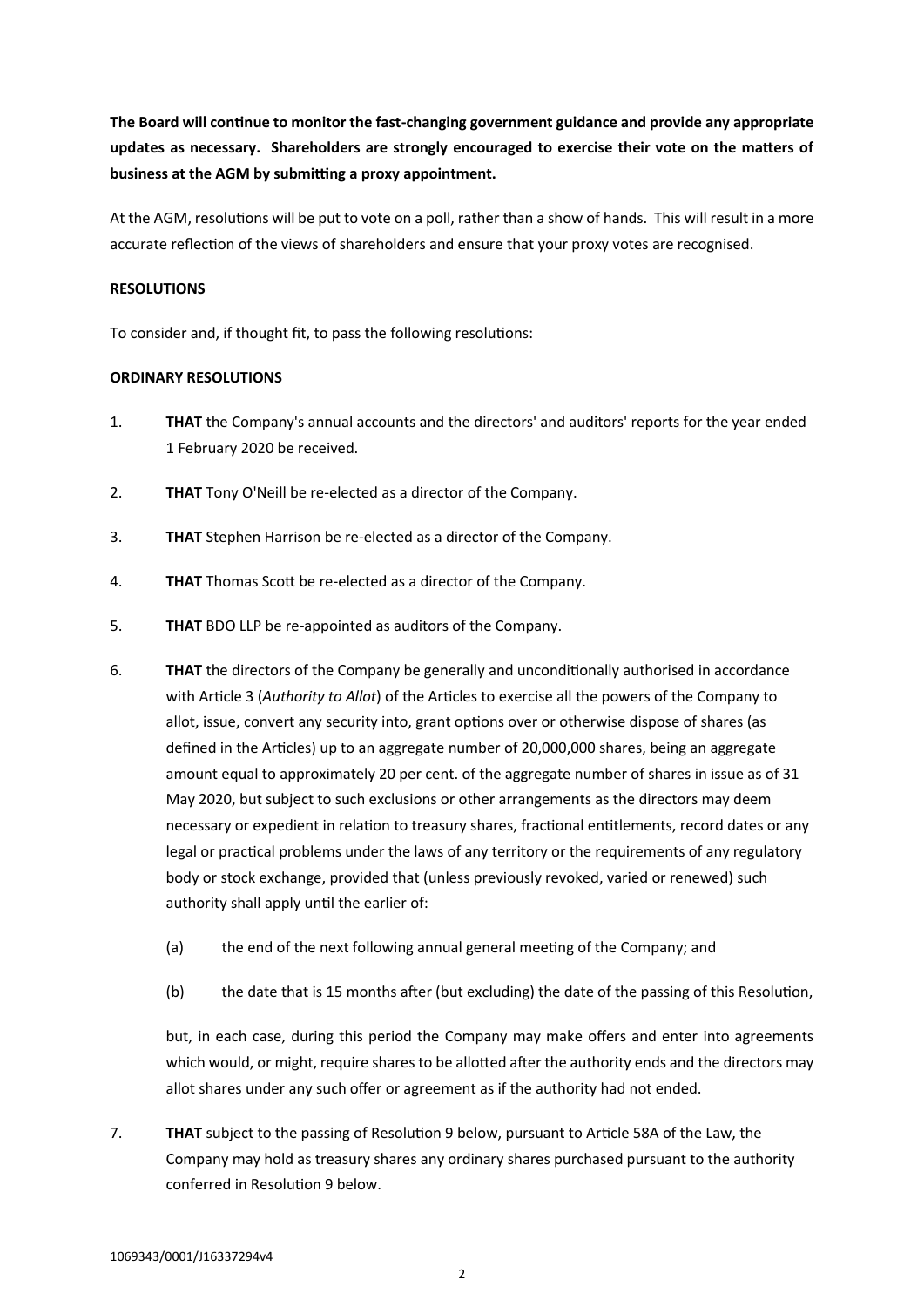**The Board will continue to monitor the fast-changing government guidance and provide any appropriate updates as necessary. Shareholders are strongly encouraged to exercise their vote on the matters of business at the AGM by submitting a proxy appointment.**

At the AGM, resolutions will be put to vote on a poll, rather than a show of hands. This will result in a more accurate reflection of the views of shareholders and ensure that your proxy votes are recognised.

**RESOLUTIONS**

To consider and, if thought fit, to pass the following resolutions:

**ORDINARY RESOLUTIONS**

1. **THAT** the Company's annual accounts and the directors' and auditors' reports for the year ended 1 February 2020 be received.

2. **THAT** Tony O'Neill be re-elected as a director of the Company.

3. **THAT** Stephen Harrison be re-elected as a director of the Company.

4. **THAT** Thomas Scott be re-elected as a director of the Company.

5. **THAT** BDO LLP be re-appointed as auditors of the Company.

6. **THAT** the directors of the Company be generally and unconditionally authorised in accordance with Article 3 (*Authority to Allot*) of the Articles to exercise all the powers of the Company to allot, issue, convert any security into, grant options over or otherwise dispose of shares (as defined in the Articles) up to an aggregate number of 20,000,000 shares, being an aggregate amount equal to approximately 20 per cent. of the aggregate number of shares in issue as of 31 May 2020, but subject to such exclusions or other arrangements as the directors may deem necessary or expedient in relation to treasury shares, fractional entitlements, record dates or any legal or practical problems under the laws of any territory or the requirements of any regulatory body or stock exchange, provided that (unless previously revoked, varied or renewed) such authority shall apply until the earlier of:

   (a) the end of the next following annual general meeting of the Company; and

   (b) the date that is 15 months after (but excluding) the date of the passing of this Resolution,

   but, in each case, during this period the Company may make offers and enter into agreements which would, or might, require shares to be allotted after the authority ends and the directors may allot shares under any such offer or agreement as if the authority had not ended.

7. **THAT** subject to the passing of Resolution 9 below, pursuant to Article 58A of the Law, the Company may hold as treasury shares any ordinary shares purchased pursuant to the authority conferred in Resolution 9 below.

1069343/0001/J16337294v4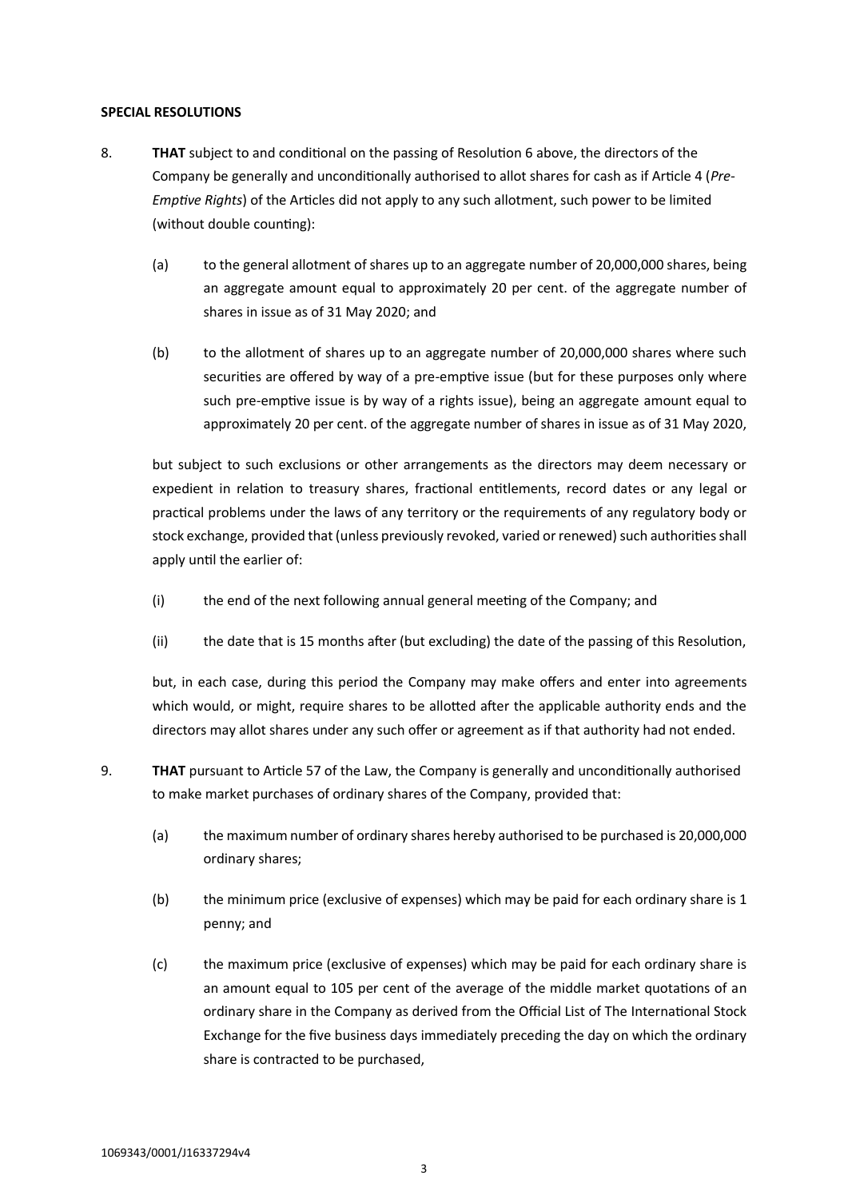**SPECIAL RESOLUTIONS**

8. **THAT** subject to and conditional on the passing of Resolution 6 above, the directors of the Company be generally and unconditionally authorised to allot shares for cash as if Article 4 (*Pre-Emptive Rights*) of the Articles did not apply to any such allotment, such power to be limited (without double counting):

   (a) to the general allotment of shares up to an aggregate number of 20,000,000 shares, being an aggregate amount equal to approximately 20 per cent. of the aggregate number of shares in issue as of 31 May 2020; and

   (b) to the allotment of shares up to an aggregate number of 20,000,000 shares where such securities are offered by way of a pre-emptive issue (but for these purposes only where such pre-emptive issue is by way of a rights issue), being an aggregate amount equal to approximately 20 per cent. of the aggregate number of shares in issue as of 31 May 2020,

   but subject to such exclusions or other arrangements as the directors may deem necessary or expedient in relation to treasury shares, fractional entitlements, record dates or any legal or practical problems under the laws of any territory or the requirements of any regulatory body or stock exchange, provided that (unless previously revoked, varied or renewed) such authorities shall apply until the earlier of:

   (i) the end of the next following annual general meeting of the Company; and

   (ii) the date that is 15 months after (but excluding) the date of the passing of this Resolution,

   but, in each case, during this period the Company may make offers and enter into agreements which would, or might, require shares to be allotted after the applicable authority ends and the directors may allot shares under any such offer or agreement as if that authority had not ended.

9. **THAT** pursuant to Article 57 of the Law, the Company is generally and unconditionally authorised to make market purchases of ordinary shares of the Company, provided that:

   (a) the maximum number of ordinary shares hereby authorised to be purchased is 20,000,000 ordinary shares;

   (b) the minimum price (exclusive of expenses) which may be paid for each ordinary share is 1 penny; and

   (c) the maximum price (exclusive of expenses) which may be paid for each ordinary share is an amount equal to 105 per cent of the average of the middle market quotations of an ordinary share in the Company as derived from the Official List of The International Stock Exchange for the five business days immediately preceding the day on which the ordinary share is contracted to be purchased,

1069343/0001/J16337294v4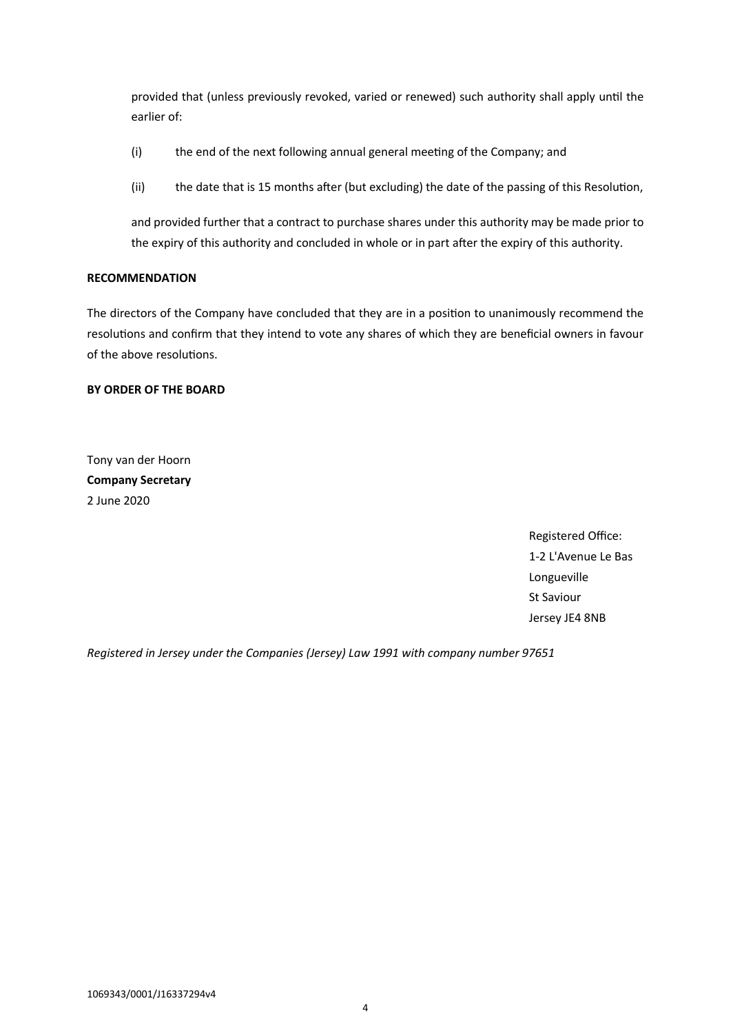provided that (unless previously revoked, varied or renewed) such authority shall apply until the earlier of:

(i) the end of the next following annual general meeting of the Company; and

(ii) the date that is 15 months after (but excluding) the date of the passing of this Resolution,

and provided further that a contract to purchase shares under this authority may be made prior to the expiry of this authority and concluded in whole or in part after the expiry of this authority.

**RECOMMENDATION**

The directors of the Company have concluded that they are in a position to unanimously recommend the resolutions and confirm that they intend to vote any shares of which they are beneficial owners in favour of the above resolutions.

**BY ORDER OF THE BOARD**

Tony van der Hoorn
**Company Secretary**
2 June 2020

Registered Office:
1-2 L'Avenue Le Bas
Longueville
St Saviour
Jersey JE4 8NB

*Registered in Jersey under the Companies (Jersey) Law 1991 with company number 97651*

1069343/0001/J16337294v4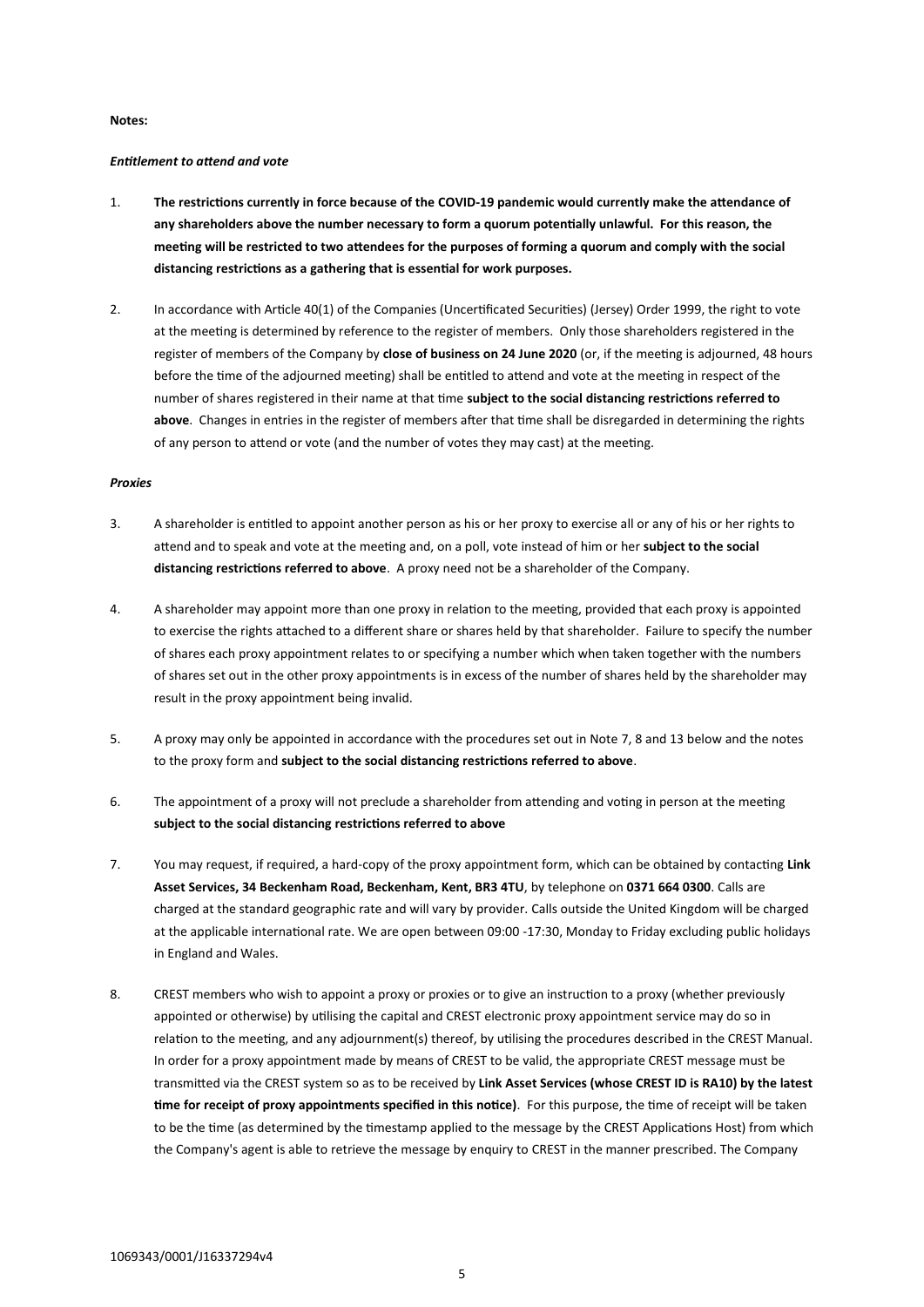**Notes:**

***Entitlement to attend and vote***

1. **The restrictions currently in force because of the COVID-19 pandemic would currently make the attendance of any shareholders above the number necessary to form a quorum potentially unlawful. For this reason, the meeting will be restricted to two attendees for the purposes of forming a quorum and comply with the social distancing restrictions as a gathering that is essential for work purposes.**

2. In accordance with Article 40(1) of the Companies (Uncertificated Securities) (Jersey) Order 1999, the right to vote at the meeting is determined by reference to the register of members. Only those shareholders registered in the register of members of the Company by **close of business on 24 June 2020** (or, if the meeting is adjourned, 48 hours before the time of the adjourned meeting) shall be entitled to attend and vote at the meeting in respect of the number of shares registered in their name at that time **subject to the social distancing restrictions referred to above**. Changes in entries in the register of members after that time shall be disregarded in determining the rights of any person to attend or vote (and the number of votes they may cast) at the meeting.

***Proxies***

3. A shareholder is entitled to appoint another person as his or her proxy to exercise all or any of his or her rights to attend and to speak and vote at the meeting and, on a poll, vote instead of him or her **subject to the social distancing restrictions referred to above**. A proxy need not be a shareholder of the Company.

4. A shareholder may appoint more than one proxy in relation to the meeting, provided that each proxy is appointed to exercise the rights attached to a different share or shares held by that shareholder. Failure to specify the number of shares each proxy appointment relates to or specifying a number which when taken together with the numbers of shares set out in the other proxy appointments is in excess of the number of shares held by the shareholder may result in the proxy appointment being invalid.

5. A proxy may only be appointed in accordance with the procedures set out in Note 7, 8 and 13 below and the notes to the proxy form and **subject to the social distancing restrictions referred to above**.

6. The appointment of a proxy will not preclude a shareholder from attending and voting in person at the meeting **subject to the social distancing restrictions referred to above**

7. You may request, if required, a hard-copy of the proxy appointment form, which can be obtained by contacting **Link Asset Services, 34 Beckenham Road, Beckenham, Kent, BR3 4TU**, by telephone on **0371 664 0300**. Calls are charged at the standard geographic rate and will vary by provider. Calls outside the United Kingdom will be charged at the applicable international rate. We are open between 09:00 -17:30, Monday to Friday excluding public holidays in England and Wales.

8. CREST members who wish to appoint a proxy or proxies or to give an instruction to a proxy (whether previously appointed or otherwise) by utilising the capital and CREST electronic proxy appointment service may do so in relation to the meeting, and any adjournment(s) thereof, by utilising the procedures described in the CREST Manual. In order for a proxy appointment made by means of CREST to be valid, the appropriate CREST message must be transmitted via the CREST system so as to be received by **Link Asset Services (whose CREST ID is RA10) by the latest time for receipt of proxy appointments specified in this notice)**. For this purpose, the time of receipt will be taken to be the time (as determined by the timestamp applied to the message by the CREST Applications Host) from which the Company's agent is able to retrieve the message by enquiry to CREST in the manner prescribed. The Company

1069343/0001/J16337294v4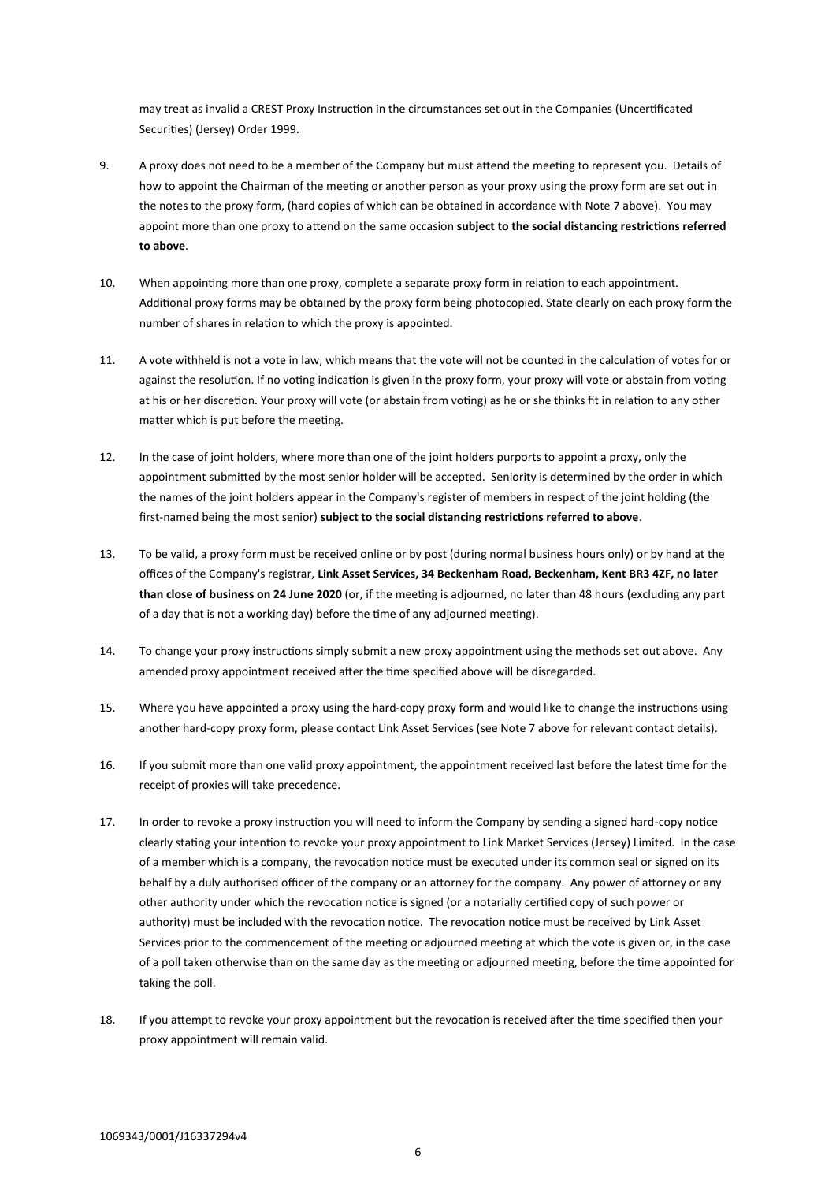may treat as invalid a CREST Proxy Instruction in the circumstances set out in the Companies (Uncertificated Securities) (Jersey) Order 1999.

9. A proxy does not need to be a member of the Company but must attend the meeting to represent you. Details of how to appoint the Chairman of the meeting or another person as your proxy using the proxy form are set out in the notes to the proxy form, (hard copies of which can be obtained in accordance with Note 7 above). You may appoint more than one proxy to attend on the same occasion **subject to the social distancing restrictions referred to above**.

10. When appointing more than one proxy, complete a separate proxy form in relation to each appointment. Additional proxy forms may be obtained by the proxy form being photocopied. State clearly on each proxy form the number of shares in relation to which the proxy is appointed.

11. A vote withheld is not a vote in law, which means that the vote will not be counted in the calculation of votes for or against the resolution. If no voting indication is given in the proxy form, your proxy will vote or abstain from voting at his or her discretion. Your proxy will vote (or abstain from voting) as he or she thinks fit in relation to any other matter which is put before the meeting.

12. In the case of joint holders, where more than one of the joint holders purports to appoint a proxy, only the appointment submitted by the most senior holder will be accepted. Seniority is determined by the order in which the names of the joint holders appear in the Company's register of members in respect of the joint holding (the first-named being the most senior) **subject to the social distancing restrictions referred to above**.

13. To be valid, a proxy form must be received online or by post (during normal business hours only) or by hand at the offices of the Company's registrar, **Link Asset Services, 34 Beckenham Road, Beckenham, Kent BR3 4ZF, no later than close of business on 24 June 2020** (or, if the meeting is adjourned, no later than 48 hours (excluding any part of a day that is not a working day) before the time of any adjourned meeting).

14. To change your proxy instructions simply submit a new proxy appointment using the methods set out above. Any amended proxy appointment received after the time specified above will be disregarded.

15. Where you have appointed a proxy using the hard-copy proxy form and would like to change the instructions using another hard-copy proxy form, please contact Link Asset Services (see Note 7 above for relevant contact details).

16. If you submit more than one valid proxy appointment, the appointment received last before the latest time for the receipt of proxies will take precedence.

17. In order to revoke a proxy instruction you will need to inform the Company by sending a signed hard-copy notice clearly stating your intention to revoke your proxy appointment to Link Market Services (Jersey) Limited. In the case of a member which is a company, the revocation notice must be executed under its common seal or signed on its behalf by a duly authorised officer of the company or an attorney for the company. Any power of attorney or any other authority under which the revocation notice is signed (or a notarially certified copy of such power or authority) must be included with the revocation notice. The revocation notice must be received by Link Asset Services prior to the commencement of the meeting or adjourned meeting at which the vote is given or, in the case of a poll taken otherwise than on the same day as the meeting or adjourned meeting, before the time appointed for taking the poll.

18. If you attempt to revoke your proxy appointment but the revocation is received after the time specified then your proxy appointment will remain valid.

1069343/0001/J16337294v4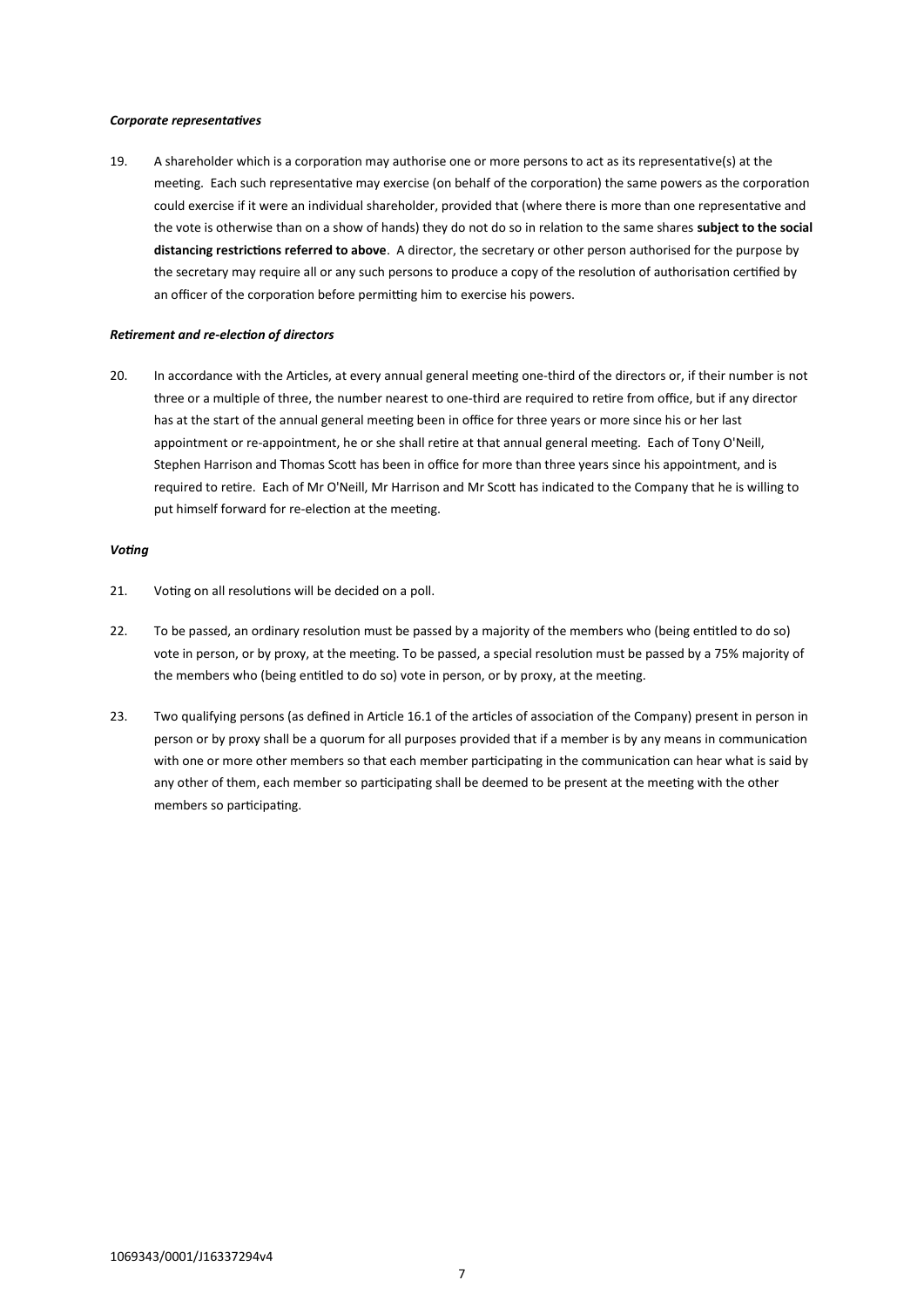***Corporate representatives***

19. A shareholder which is a corporation may authorise one or more persons to act as its representative(s) at the meeting. Each such representative may exercise (on behalf of the corporation) the same powers as the corporation could exercise if it were an individual shareholder, provided that (where there is more than one representative and the vote is otherwise than on a show of hands) they do not do so in relation to the same shares **subject to the social distancing restrictions referred to above**. A director, the secretary or other person authorised for the purpose by the secretary may require all or any such persons to produce a copy of the resolution of authorisation certified by an officer of the corporation before permitting him to exercise his powers.

***Retirement and re-election of directors***

20. In accordance with the Articles, at every annual general meeting one-third of the directors or, if their number is not three or a multiple of three, the number nearest to one-third are required to retire from office, but if any director has at the start of the annual general meeting been in office for three years or more since his or her last appointment or re-appointment, he or she shall retire at that annual general meeting. Each of Tony O'Neill, Stephen Harrison and Thomas Scott has been in office for more than three years since his appointment, and is required to retire. Each of Mr O'Neill, Mr Harrison and Mr Scott has indicated to the Company that he is willing to put himself forward for re-election at the meeting.

***Voting***

21. Voting on all resolutions will be decided on a poll.

22. To be passed, an ordinary resolution must be passed by a majority of the members who (being entitled to do so) vote in person, or by proxy, at the meeting. To be passed, a special resolution must be passed by a 75% majority of the members who (being entitled to do so) vote in person, or by proxy, at the meeting.

23. Two qualifying persons (as defined in Article 16.1 of the articles of association of the Company) present in person in person or by proxy shall be a quorum for all purposes provided that if a member is by any means in communication with one or more other members so that each member participating in the communication can hear what is said by any other of them, each member so participating shall be deemed to be present at the meeting with the other members so participating.

1069343/0001/J16337294v4